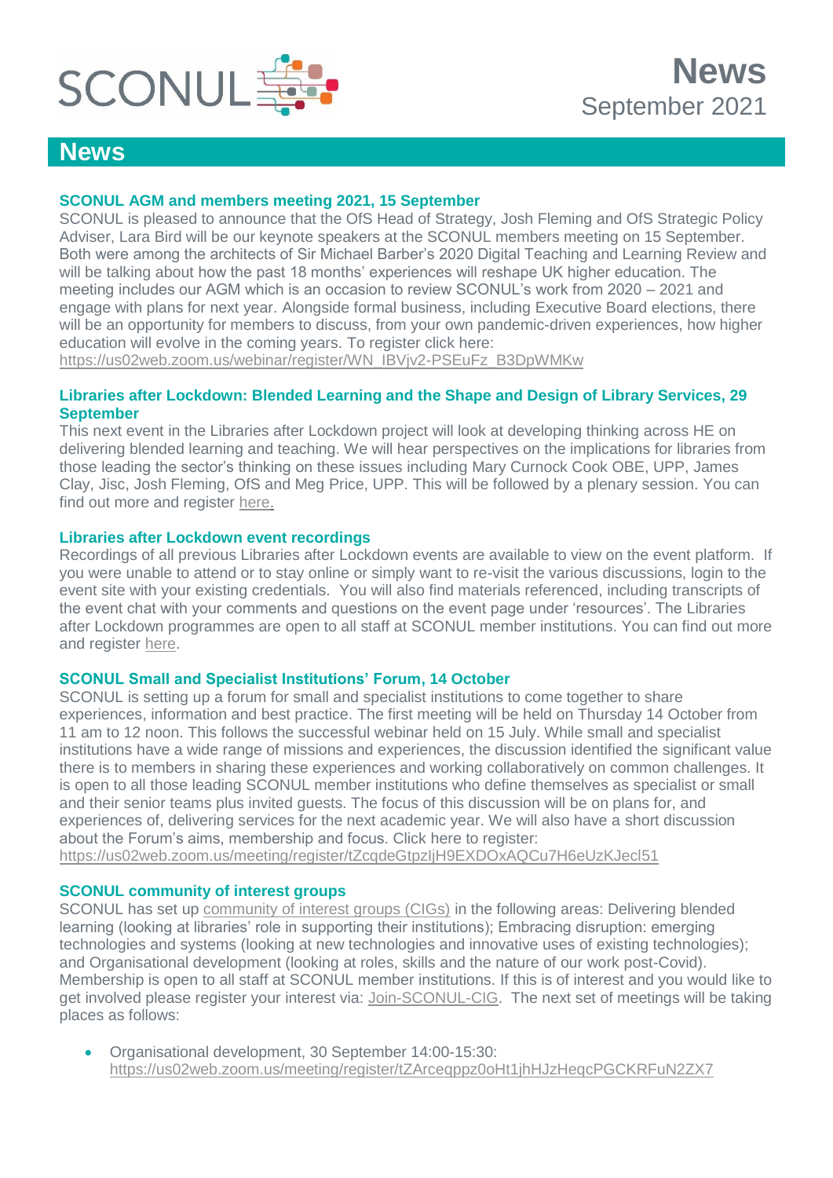# News

September 2021

## News

### SCONUL AGM and members meeting 2021, 15 September

SCONUL is pleased to announce that the OfS Head of Strategy, Josh Fleming and OfS Strategic Policy Adviser, Lara Bird will be our keynote speakers at the SCONUL members meeting on 15 September. Both were among the architects of Sir Michael Barber's 2020 Digital Teaching and Learning Review and will be talking about how the past 18 months' experiences will reshape UK higher education. The meeting includes our AGM which is an occasion to review SCONUL's work from 2020 – 2021 and engage with plans for next year. Alongside formal business, including Executive Board elections, there will be an opportunity for members to discuss, from your own pandemic-driven experiences, how higher education will evolve in the coming years. To register click here: https://us02web.zoom.us/webinar/register/WN_IBVjv2-PSEuFz_B3DpWMKw

### Libraries after Lockdown: Blended Learning and the Shape and Design of Library Services, 29 September

This next event in the Libraries after Lockdown project will look at developing thinking across HE on delivering blended learning and teaching. We will hear perspectives on the implications for libraries from those leading the sector's thinking on these issues including Mary Curnock Cook OBE, UPP, James Clay, Jisc, Josh Fleming, OfS and Meg Price, UPP. This will be followed by a plenary session. You can find out more and register here.

### Libraries after Lockdown event recordings

Recordings of all previous Libraries after Lockdown events are available to view on the event platform. If you were unable to attend or to stay online or simply want to re-visit the various discussions, login to the event site with your existing credentials. You will also find materials referenced, including transcripts of the event chat with your comments and questions on the event page under 'resources'. The Libraries after Lockdown programmes are open to all staff at SCONUL member institutions. You can find out more and register here.

### SCONUL Small and Specialist Institutions' Forum, 14 October

SCONUL is setting up a forum for small and specialist institutions to come together to share experiences, information and best practice. The first meeting will be held on Thursday 14 October from 11 am to 12 noon. This follows the successful webinar held on 15 July. While small and specialist institutions have a wide range of missions and experiences, the discussion identified the significant value there is to members in sharing these experiences and working collaboratively on common challenges. It is open to all those leading SCONUL member institutions who define themselves as specialist or small and their senior teams plus invited guests. The focus of this discussion will be on plans for, and experiences of, delivering services for the next academic year. We will also have a short discussion about the Forum's aims, membership and focus. Click here to register: https://us02web.zoom.us/meeting/register/tZcqdeGtpzIjH9EXDOxAQCu7H6eUzKJecl51

### SCONUL community of interest groups

SCONUL has set up community of interest groups (CIGs) in the following areas: Delivering blended learning (looking at libraries' role in supporting their institutions); Embracing disruption: emerging technologies and systems (looking at new technologies and innovative uses of existing technologies); and Organisational development (looking at roles, skills and the nature of our work post-Covid). Membership is open to all staff at SCONUL member institutions. If this is of interest and you would like to get involved please register your interest via: Join-SCONUL-CIG. The next set of meetings will be taking places as follows:

- Organisational development, 30 September 14:00-15:30: https://us02web.zoom.us/meeting/register/tZArceqppz0oHt1jhHJzHeqcPGCKRFuN2ZX7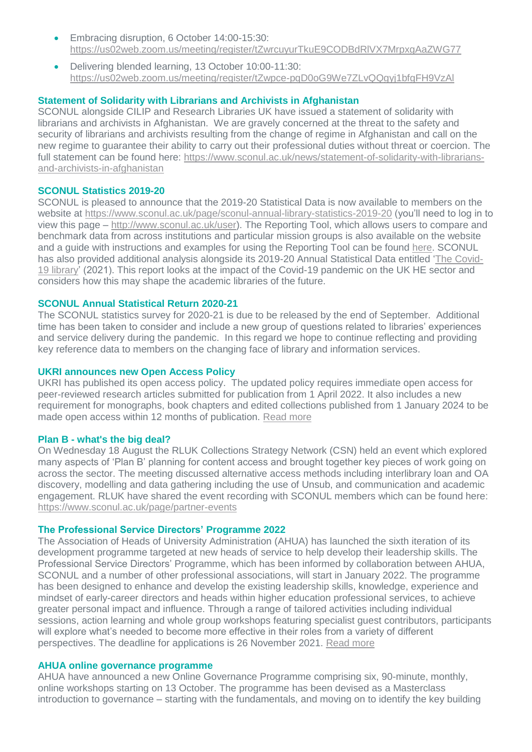- Embracing disruption, 6 October 14:00-15:30: https://us02web.zoom.us/meeting/register/tZwrcuyurTkuE9CODBdRlVX7MrpxgAaZWG77
- Delivering blended learning, 13 October 10:00-11:30: https://us02web.zoom.us/meeting/register/tZwpce-pqD0oG9We7ZLvQQqyj1bfqFH9VzAl

### Statement of Solidarity with Librarians and Archivists in Afghanistan

SCONUL alongside CILIP and Research Libraries UK have issued a statement of solidarity with librarians and archivists in Afghanistan. We are gravely concerned at the threat to the safety and security of librarians and archivists resulting from the change of regime in Afghanistan and call on the new regime to guarantee their ability to carry out their professional duties without threat or coercion. The full statement can be found here: https://www.sconul.ac.uk/news/statement-of-solidarity-with-librarians-and-archivists-in-afghanistan

### SCONUL Statistics 2019-20

SCONUL is pleased to announce that the 2019-20 Statistical Data is now available to members on the website at https://www.sconul.ac.uk/page/sconul-annual-library-statistics-2019-20 (you'll need to log in to view this page – http://www.sconul.ac.uk/user). The Reporting Tool, which allows users to compare and benchmark data from across institutions and particular mission groups is also available on the website and a guide with instructions and examples for using the Reporting Tool can be found here. SCONUL has also provided additional analysis alongside its 2019-20 Annual Statistical Data entitled 'The Covid-19 library' (2021). This report looks at the impact of the Covid-19 pandemic on the UK HE sector and considers how this may shape the academic libraries of the future.

### SCONUL Annual Statistical Return 2020-21

The SCONUL statistics survey for 2020-21 is due to be released by the end of September. Additional time has been taken to consider and include a new group of questions related to libraries' experiences and service delivery during the pandemic. In this regard we hope to continue reflecting and providing key reference data to members on the changing face of library and information services.

### UKRI announces new Open Access Policy

UKRI has published its open access policy. The updated policy requires immediate open access for peer-reviewed research articles submitted for publication from 1 April 2022. It also includes a new requirement for monographs, book chapters and edited collections published from 1 January 2024 to be made open access within 12 months of publication. Read more

### Plan B - what's the big deal?

On Wednesday 18 August the RLUK Collections Strategy Network (CSN) held an event which explored many aspects of 'Plan B' planning for content access and brought together key pieces of work going on across the sector. The meeting discussed alternative access methods including interlibrary loan and OA discovery, modelling and data gathering including the use of Unsub, and communication and academic engagement. RLUK have shared the event recording with SCONUL members which can be found here: https://www.sconul.ac.uk/page/partner-events

### The Professional Service Directors' Programme 2022

The Association of Heads of University Administration (AHUA) has launched the sixth iteration of its development programme targeted at new heads of service to help develop their leadership skills. The Professional Service Directors' Programme, which has been informed by collaboration between AHUA, SCONUL and a number of other professional associations, will start in January 2022. The programme has been designed to enhance and develop the existing leadership skills, knowledge, experience and mindset of early-career directors and heads within higher education professional services, to achieve greater personal impact and influence. Through a range of tailored activities including individual sessions, action learning and whole group workshops featuring specialist guest contributors, participants will explore what's needed to become more effective in their roles from a variety of different perspectives. The deadline for applications is 26 November 2021. Read more

### AHUA online governance programme

AHUA have announced a new Online Governance Programme comprising six, 90-minute, monthly, online workshops starting on 13 October. The programme has been devised as a Masterclass introduction to governance – starting with the fundamentals, and moving on to identify the key building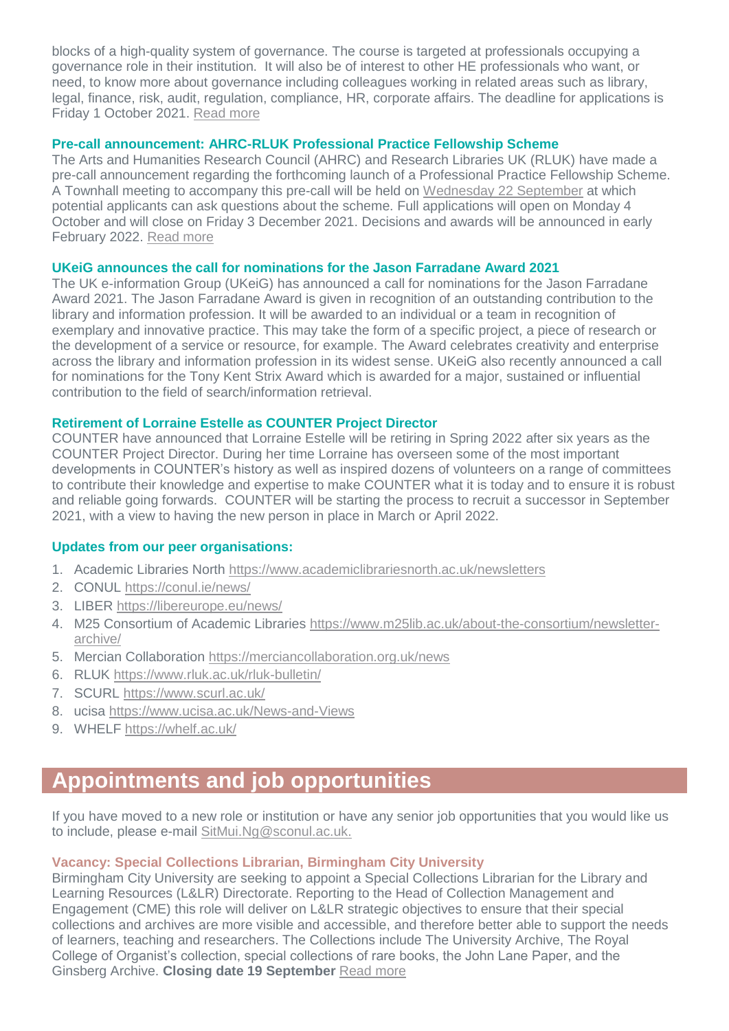blocks of a high-quality system of governance. The course is targeted at professionals occupying a governance role in their institution. It will also be of interest to other HE professionals who want, or need, to know more about governance including colleagues working in related areas such as library, legal, finance, risk, audit, regulation, compliance, HR, corporate affairs. The deadline for applications is Friday 1 October 2021. Read more

### Pre-call announcement: AHRC-RLUK Professional Practice Fellowship Scheme

The Arts and Humanities Research Council (AHRC) and Research Libraries UK (RLUK) have made a pre-call announcement regarding the forthcoming launch of a Professional Practice Fellowship Scheme. A Townhall meeting to accompany this pre-call will be held on Wednesday 22 September at which potential applicants can ask questions about the scheme. Full applications will open on Monday 4 October and will close on Friday 3 December 2021. Decisions and awards will be announced in early February 2022. Read more

### UKeiG announces the call for nominations for the Jason Farradane Award 2021

The UK e-information Group (UKeiG) has announced a call for nominations for the Jason Farradane Award 2021. The Jason Farradane Award is given in recognition of an outstanding contribution to the library and information profession. It will be awarded to an individual or a team in recognition of exemplary and innovative practice. This may take the form of a specific project, a piece of research or the development of a service or resource, for example. The Award celebrates creativity and enterprise across the library and information profession in its widest sense. UKeiG also recently announced a call for nominations for the Tony Kent Strix Award which is awarded for a major, sustained or influential contribution to the field of search/information retrieval.

### Retirement of Lorraine Estelle as COUNTER Project Director

COUNTER have announced that Lorraine Estelle will be retiring in Spring 2022 after six years as the COUNTER Project Director. During her time Lorraine has overseen some of the most important developments in COUNTER's history as well as inspired dozens of volunteers on a range of committees to contribute their knowledge and expertise to make COUNTER what it is today and to ensure it is robust and reliable going forwards. COUNTER will be starting the process to recruit a successor in September 2021, with a view to having the new person in place in March or April 2022.

### Updates from our peer organisations:

1. Academic Libraries North https://www.academiclibrariesnorth.ac.uk/newsletters
2. CONUL https://conul.ie/news/
3. LIBER https://libereurope.eu/news/
4. M25 Consortium of Academic Libraries https://www.m25lib.ac.uk/about-the-consortium/newsletter-archive/
5. Mercian Collaboration https://merciancollaboration.org.uk/news
6. RLUK https://www.rluk.ac.uk/rluk-bulletin/
7. SCURL https://www.scurl.ac.uk/
8. ucisa https://www.ucisa.ac.uk/News-and-Views
9. WHELF https://whelf.ac.uk/

## Appointments and job opportunities

If you have moved to a new role or institution or have any senior job opportunities that you would like us to include, please e-mail SitMui.Ng@sconul.ac.uk.

### Vacancy: Special Collections Librarian, Birmingham City University

Birmingham City University are seeking to appoint a Special Collections Librarian for the Library and Learning Resources (L&LR) Directorate. Reporting to the Head of Collection Management and Engagement (CME) this role will deliver on L&LR strategic objectives to ensure that their special collections and archives are more visible and accessible, and therefore better able to support the needs of learners, teaching and researchers. The Collections include The University Archive, The Royal College of Organist's collection, special collections of rare books, the John Lane Paper, and the Ginsberg Archive. **Closing date 19 September** Read more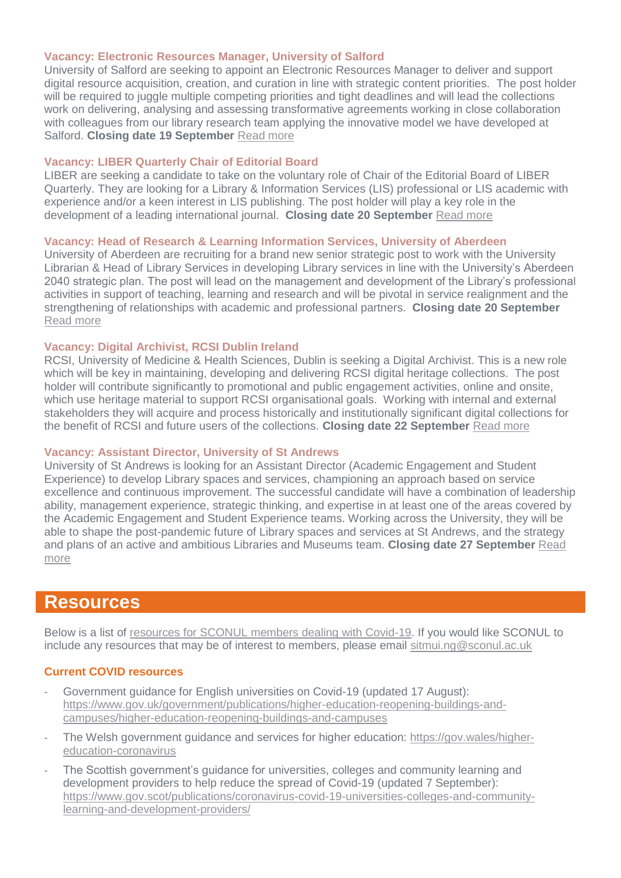### Vacancy: Electronic Resources Manager, University of Salford

University of Salford are seeking to appoint an Electronic Resources Manager to deliver and support digital resource acquisition, creation, and curation in line with strategic content priorities. The post holder will be required to juggle multiple competing priorities and tight deadlines and will lead the collections work on delivering, analysing and assessing transformative agreements working in close collaboration with colleagues from our library research team applying the innovative model we have developed at Salford. **Closing date 19 September** Read more

### Vacancy: LIBER Quarterly Chair of Editorial Board

LIBER are seeking a candidate to take on the voluntary role of Chair of the Editorial Board of LIBER Quarterly. They are looking for a Library & Information Services (LIS) professional or LIS academic with experience and/or a keen interest in LIS publishing. The post holder will play a key role in the development of a leading international journal. **Closing date 20 September** Read more

### Vacancy: Head of Research & Learning Information Services, University of Aberdeen

University of Aberdeen are recruiting for a brand new senior strategic post to work with the University Librarian & Head of Library Services in developing Library services in line with the University's Aberdeen 2040 strategic plan. The post will lead on the management and development of the Library's professional activities in support of teaching, learning and research and will be pivotal in service realignment and the strengthening of relationships with academic and professional partners. **Closing date 20 September** Read more

### Vacancy: Digital Archivist, RCSI Dublin Ireland

RCSI, University of Medicine & Health Sciences, Dublin is seeking a Digital Archivist. This is a new role which will be key in maintaining, developing and delivering RCSI digital heritage collections. The post holder will contribute significantly to promotional and public engagement activities, online and onsite, which use heritage material to support RCSI organisational goals. Working with internal and external stakeholders they will acquire and process historically and institutionally significant digital collections for the benefit of RCSI and future users of the collections. **Closing date 22 September** Read more

### Vacancy: Assistant Director, University of St Andrews

University of St Andrews is looking for an Assistant Director (Academic Engagement and Student Experience) to develop Library spaces and services, championing an approach based on service excellence and continuous improvement. The successful candidate will have a combination of leadership ability, management experience, strategic thinking, and expertise in at least one of the areas covered by the Academic Engagement and Student Experience teams. Working across the University, they will be able to shape the post-pandemic future of Library spaces and services at St Andrews, and the strategy and plans of an active and ambitious Libraries and Museums team. **Closing date 27 September** Read more

## Resources

Below is a list of resources for SCONUL members dealing with Covid-19. If you would like SCONUL to include any resources that may be of interest to members, please email sitmui.ng@sconul.ac.uk

### Current COVID resources

- Government guidance for English universities on Covid-19 (updated 17 August): https://www.gov.uk/government/publications/higher-education-reopening-buildings-and-campuses/higher-education-reopening-buildings-and-campuses
- The Welsh government guidance and services for higher education: https://gov.wales/higher-education-coronavirus
- The Scottish government's guidance for universities, colleges and community learning and development providers to help reduce the spread of Covid-19 (updated 7 September): https://www.gov.scot/publications/coronavirus-covid-19-universities-colleges-and-community-learning-and-development-providers/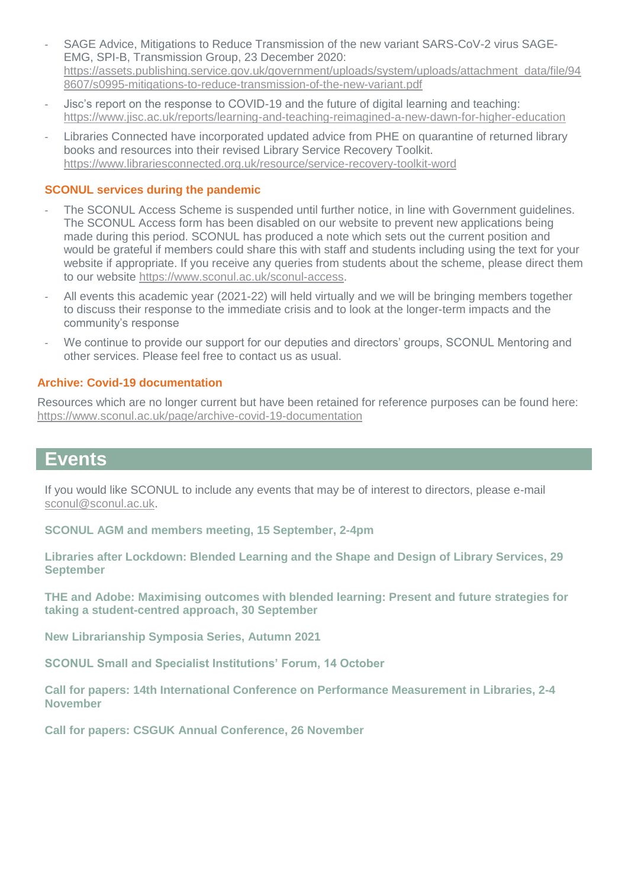- SAGE Advice, Mitigations to Reduce Transmission of the new variant SARS-CoV-2 virus SAGE-EMG, SPI-B, Transmission Group, 23 December 2020: https://assets.publishing.service.gov.uk/government/uploads/system/uploads/attachment_data/file/948607/s0995-mitigations-to-reduce-transmission-of-the-new-variant.pdf
- Jisc's report on the response to COVID-19 and the future of digital learning and teaching: https://www.jisc.ac.uk/reports/learning-and-teaching-reimagined-a-new-dawn-for-higher-education
- Libraries Connected have incorporated updated advice from PHE on quarantine of returned library books and resources into their revised Library Service Recovery Toolkit. https://www.librariesconnected.org.uk/resource/service-recovery-toolkit-word

### SCONUL services during the pandemic

- The SCONUL Access Scheme is suspended until further notice, in line with Government guidelines. The SCONUL Access form has been disabled on our website to prevent new applications being made during this period. SCONUL has produced a note which sets out the current position and would be grateful if members could share this with staff and students including using the text for your website if appropriate. If you receive any queries from students about the scheme, please direct them to our website https://www.sconul.ac.uk/sconul-access.
- All events this academic year (2021-22) will held virtually and we will be bringing members together to discuss their response to the immediate crisis and to look at the longer-term impacts and the community's response
- We continue to provide our support for our deputies and directors' groups, SCONUL Mentoring and other services. Please feel free to contact us as usual.

### Archive: Covid-19 documentation

Resources which are no longer current but have been retained for reference purposes can be found here: https://www.sconul.ac.uk/page/archive-covid-19-documentation

## Events

If you would like SCONUL to include any events that may be of interest to directors, please e-mail sconul@sconul.ac.uk.

**SCONUL AGM and members meeting, 15 September, 2-4pm**

**Libraries after Lockdown: Blended Learning and the Shape and Design of Library Services, 29 September**

**THE and Adobe: Maximising outcomes with blended learning: Present and future strategies for taking a student-centred approach, 30 September**

**New Librarianship Symposia Series, Autumn 2021**

**SCONUL Small and Specialist Institutions' Forum, 14 October**

**Call for papers: 14th International Conference on Performance Measurement in Libraries, 2-4 November**

**Call for papers: CSGUK Annual Conference, 26 November**